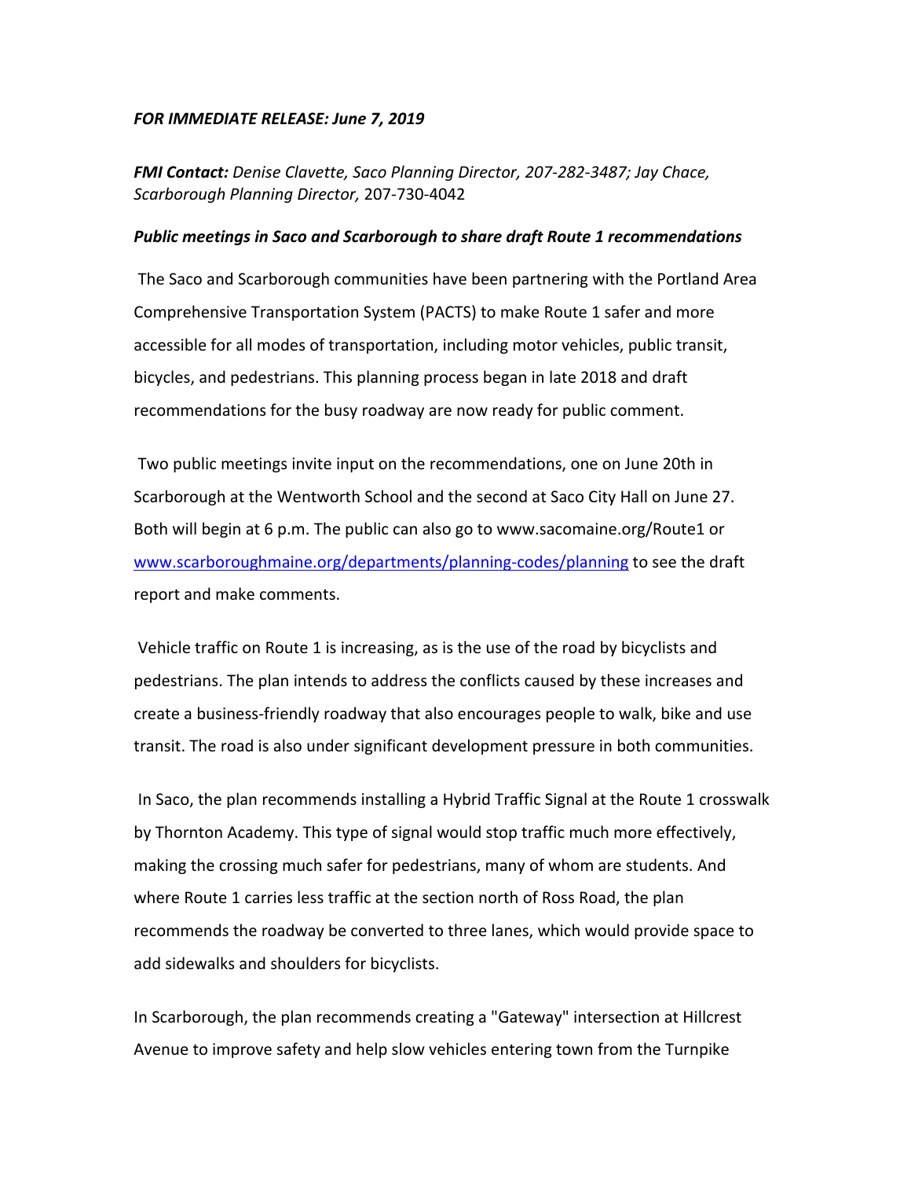***FOR IMMEDIATE RELEASE: June 7, 2019***

***FMI Contact:*** *Denise Clavette, Saco Planning Director, 207-282-3487; Jay Chace, Scarborough Planning Director,* 207-730-4042

***Public meetings in Saco and Scarborough to share draft Route 1 recommendations***

The Saco and Scarborough communities have been partnering with the Portland Area Comprehensive Transportation System (PACTS) to make Route 1 safer and more accessible for all modes of transportation, including motor vehicles, public transit, bicycles, and pedestrians. This planning process began in late 2018 and draft recommendations for the busy roadway are now ready for public comment.

Two public meetings invite input on the recommendations, one on June 20th in Scarborough at the Wentworth School and the second at Saco City Hall on June 27. Both will begin at 6 p.m. The public can also go to www.sacomaine.org/Route1 or [www.scarboroughmaine.org/departments/planning-codes/planning](www.scarboroughmaine.org/departments/planning-codes/planning) to see the draft report and make comments.

Vehicle traffic on Route 1 is increasing, as is the use of the road by bicyclists and pedestrians. The plan intends to address the conflicts caused by these increases and create a business-friendly roadway that also encourages people to walk, bike and use transit. The road is also under significant development pressure in both communities.

In Saco, the plan recommends installing a Hybrid Traffic Signal at the Route 1 crosswalk by Thornton Academy. This type of signal would stop traffic much more effectively, making the crossing much safer for pedestrians, many of whom are students. And where Route 1 carries less traffic at the section north of Ross Road, the plan recommends the roadway be converted to three lanes, which would provide space to add sidewalks and shoulders for bicyclists.

In Scarborough, the plan recommends creating a "Gateway" intersection at Hillcrest Avenue to improve safety and help slow vehicles entering town from the Turnpike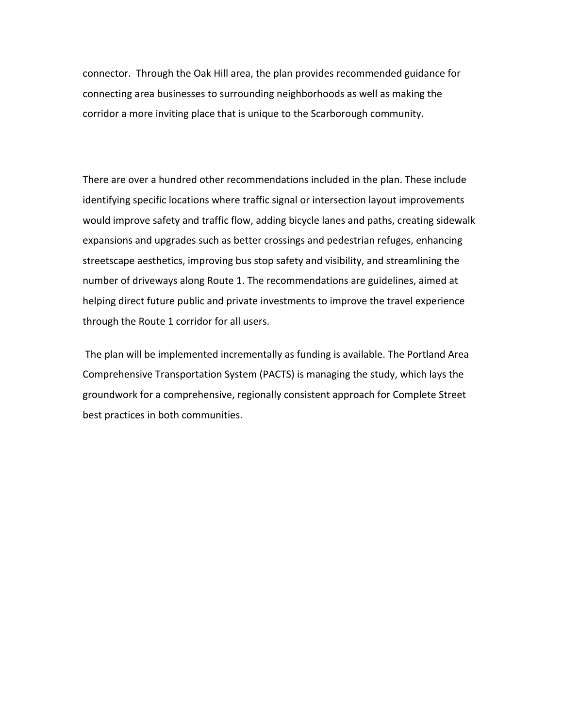connector. Through the Oak Hill area, the plan provides recommended guidance for connecting area businesses to surrounding neighborhoods as well as making the corridor a more inviting place that is unique to the Scarborough community.

There are over a hundred other recommendations included in the plan. These include identifying specific locations where traffic signal or intersection layout improvements would improve safety and traffic flow, adding bicycle lanes and paths, creating sidewalk expansions and upgrades such as better crossings and pedestrian refuges, enhancing streetscape aesthetics, improving bus stop safety and visibility, and streamlining the number of driveways along Route 1. The recommendations are guidelines, aimed at helping direct future public and private investments to improve the travel experience through the Route 1 corridor for all users.

The plan will be implemented incrementally as funding is available. The Portland Area Comprehensive Transportation System (PACTS) is managing the study, which lays the groundwork for a comprehensive, regionally consistent approach for Complete Street best practices in both communities.